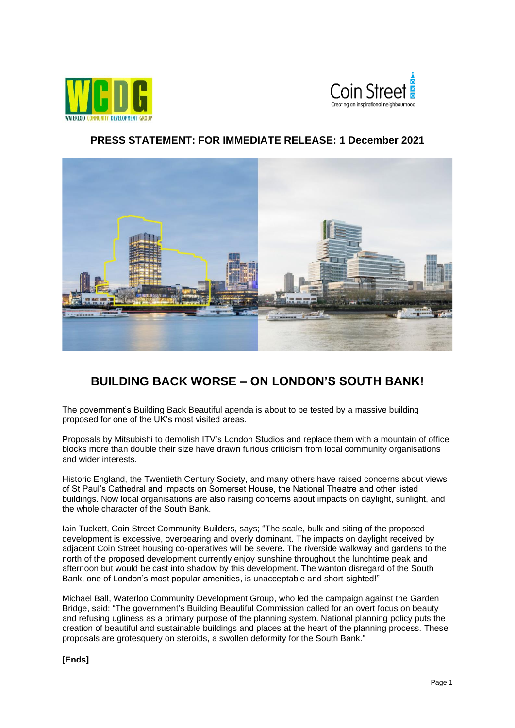**PRESS STATEMENT: FOR IMMEDIATE RELEASE: 1 December 2021**

# BUILDING BACK WORSE – ON LONDON'S SOUTH BANK!

The government's Building Back Beautiful agenda is about to be tested by a massive building proposed for one of the UK's most visited areas.

Proposals by Mitsubishi to demolish ITV's London Studios and replace them with a mountain of office blocks more than double their size have drawn furious criticism from local community organisations and wider interests.

Historic England, the Twentieth Century Society, and many others have raised concerns about views of St Paul's Cathedral and impacts on Somerset House, the National Theatre and other listed buildings. Now local organisations are also raising concerns about impacts on daylight, sunlight, and the whole character of the South Bank.

Iain Tuckett, Coin Street Community Builders, says; "The scale, bulk and siting of the proposed development is excessive, overbearing and overly dominant. The impacts on daylight received by adjacent Coin Street housing co-operatives will be severe. The riverside walkway and gardens to the north of the proposed development currently enjoy sunshine throughout the lunchtime peak and afternoon but would be cast into shadow by this development. The wanton disregard of the South Bank, one of London's most popular amenities, is unacceptable and short-sighted!"

Michael Ball, Waterloo Community Development Group, who led the campaign against the Garden Bridge, said: "The government's Building Beautiful Commission called for an overt focus on beauty and refusing ugliness as a primary purpose of the planning system. National planning policy puts the creation of beautiful and sustainable buildings and places at the heart of the planning process. These proposals are grotesquery on steroids, a swollen deformity for the South Bank."

**[Ends]**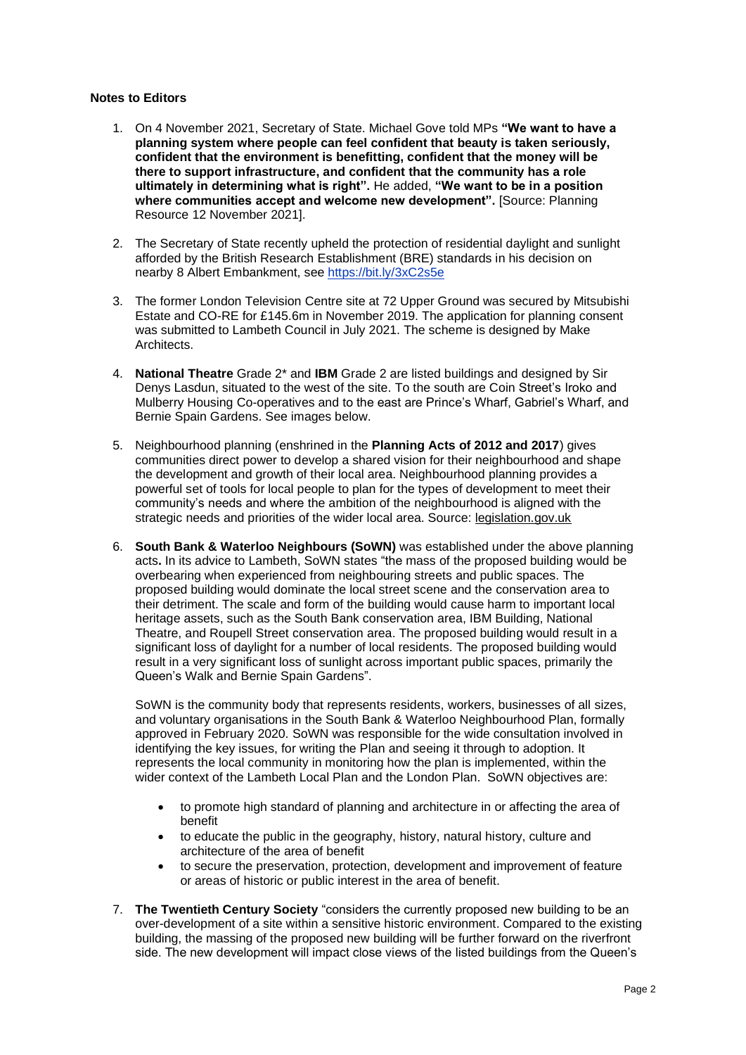**Notes to Editors**

1. On 4 November 2021, Secretary of State. Michael Gove told MPs **"We want to have a planning system where people can feel confident that beauty is taken seriously, confident that the environment is benefitting, confident that the money will be there to support infrastructure, and confident that the community has a role ultimately in determining what is right".** He added, **"We want to be in a position where communities accept and welcome new development".** [Source: Planning Resource 12 November 2021].

2. The Secretary of State recently upheld the protection of residential daylight and sunlight afforded by the British Research Establishment (BRE) standards in his decision on nearby 8 Albert Embankment, see https://bit.ly/3xC2s5e

3. The former London Television Centre site at 72 Upper Ground was secured by Mitsubishi Estate and CO-RE for £145.6m in November 2019. The application for planning consent was submitted to Lambeth Council in July 2021. The scheme is designed by Make Architects.

4. **National Theatre** Grade 2* and **IBM** Grade 2 are listed buildings and designed by Sir Denys Lasdun, situated to the west of the site. To the south are Coin Street's Iroko and Mulberry Housing Co-operatives and to the east are Prince's Wharf, Gabriel's Wharf, and Bernie Spain Gardens. See images below.

5. Neighbourhood planning (enshrined in the **Planning Acts of 2012 and 2017**) gives communities direct power to develop a shared vision for their neighbourhood and shape the development and growth of their local area. Neighbourhood planning provides a powerful set of tools for local people to plan for the types of development to meet their community's needs and where the ambition of the neighbourhood is aligned with the strategic needs and priorities of the wider local area. Source: legislation.gov.uk

6. **South Bank & Waterloo Neighbours (SoWN)** was established under the above planning acts**.** In its advice to Lambeth, SoWN states "the mass of the proposed building would be overbearing when experienced from neighbouring streets and public spaces. The proposed building would dominate the local street scene and the conservation area to their detriment. The scale and form of the building would cause harm to important local heritage assets, such as the South Bank conservation area, IBM Building, National Theatre, and Roupell Street conservation area. The proposed building would result in a significant loss of daylight for a number of local residents. The proposed building would result in a very significant loss of sunlight across important public spaces, primarily the Queen's Walk and Bernie Spain Gardens".

   SoWN is the community body that represents residents, workers, businesses of all sizes, and voluntary organisations in the South Bank & Waterloo Neighbourhood Plan, formally approved in February 2020. SoWN was responsible for the wide consultation involved in identifying the key issues, for writing the Plan and seeing it through to adoption. It represents the local community in monitoring how the plan is implemented, within the wider context of the Lambeth Local Plan and the London Plan. SoWN objectives are:

   - to promote high standard of planning and architecture in or affecting the area of benefit
   - to educate the public in the geography, history, natural history, culture and architecture of the area of benefit
   - to secure the preservation, protection, development and improvement of feature or areas of historic or public interest in the area of benefit.

7. **The Twentieth Century Society** "considers the currently proposed new building to be an over-development of a site within a sensitive historic environment. Compared to the existing building, the massing of the proposed new building will be further forward on the riverfront side. The new development will impact close views of the listed buildings from the Queen's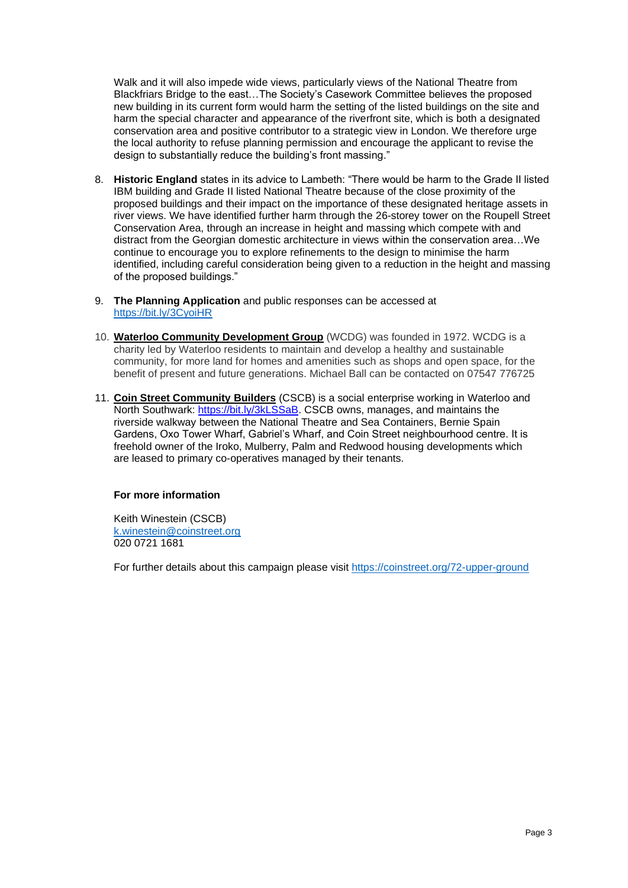Walk and it will also impede wide views, particularly views of the National Theatre from Blackfriars Bridge to the east…The Society's Casework Committee believes the proposed new building in its current form would harm the setting of the listed buildings on the site and harm the special character and appearance of the riverfront site, which is both a designated conservation area and positive contributor to a strategic view in London. We therefore urge the local authority to refuse planning permission and encourage the applicant to revise the design to substantially reduce the building's front massing."

8. **Historic England** states in its advice to Lambeth: "There would be harm to the Grade II listed IBM building and Grade II listed National Theatre because of the close proximity of the proposed buildings and their impact on the importance of these designated heritage assets in river views. We have identified further harm through the 26-storey tower on the Roupell Street Conservation Area, through an increase in height and massing which compete with and distract from the Georgian domestic architecture in views within the conservation area…We continue to encourage you to explore refinements to the design to minimise the harm identified, including careful consideration being given to a reduction in the height and massing of the proposed buildings."

9. **The Planning Application** and public responses can be accessed at [https://bit.ly/3CyoiHR](https://bit.ly/3CyoiHR)

10. **Waterloo Community Development Group** (WCDG) was founded in 1972. WCDG is a charity led by Waterloo residents to maintain and develop a healthy and sustainable community, for more land for homes and amenities such as shops and open space, for the benefit of present and future generations. Michael Ball can be contacted on 07547 776725

11. **Coin Street Community Builders** (CSCB) is a social enterprise working in Waterloo and North Southwark: [https://bit.ly/3kLSSaB](https://bit.ly/3kLSSaB). CSCB owns, manages, and maintains the riverside walkway between the National Theatre and Sea Containers, Bernie Spain Gardens, Oxo Tower Wharf, Gabriel's Wharf, and Coin Street neighbourhood centre. It is freehold owner of the Iroko, Mulberry, Palm and Redwood housing developments which are leased to primary co-operatives managed by their tenants.

**For more information**

Keith Winestein (CSCB)
[k.winestein@coinstreet.org](mailto:k.winestein@coinstreet.org)
020 0721 1681

For further details about this campaign please visit [https://coinstreet.org/72-upper-ground](https://coinstreet.org/72-upper-ground)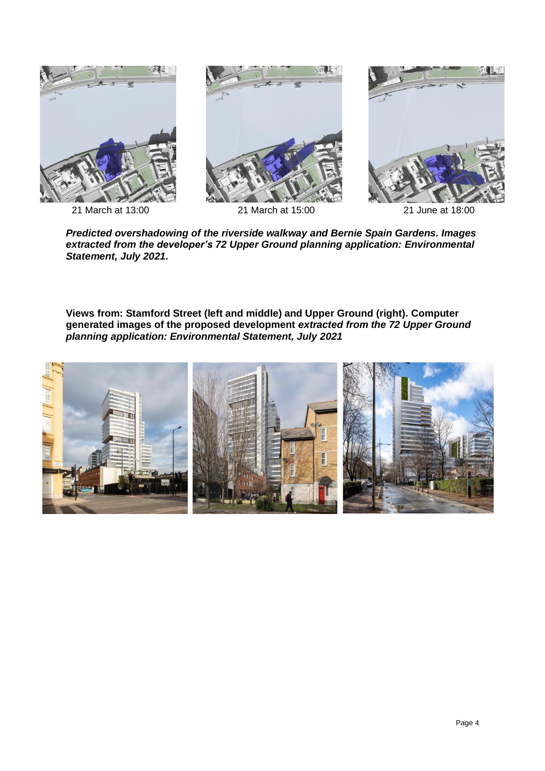21 March at 13:00

21 March at 15:00

21 June at 18:00

***Predicted overshadowing of the riverside walkway and Bernie Spain Gardens. Images extracted from the developer's 72 Upper Ground planning application: Environmental Statement, July 2021.***

**Views from: Stamford Street (left and middle) and Upper Ground (right). Computer generated images of the proposed development *extracted from the 72 Upper Ground planning application: Environmental Statement, July 2021***